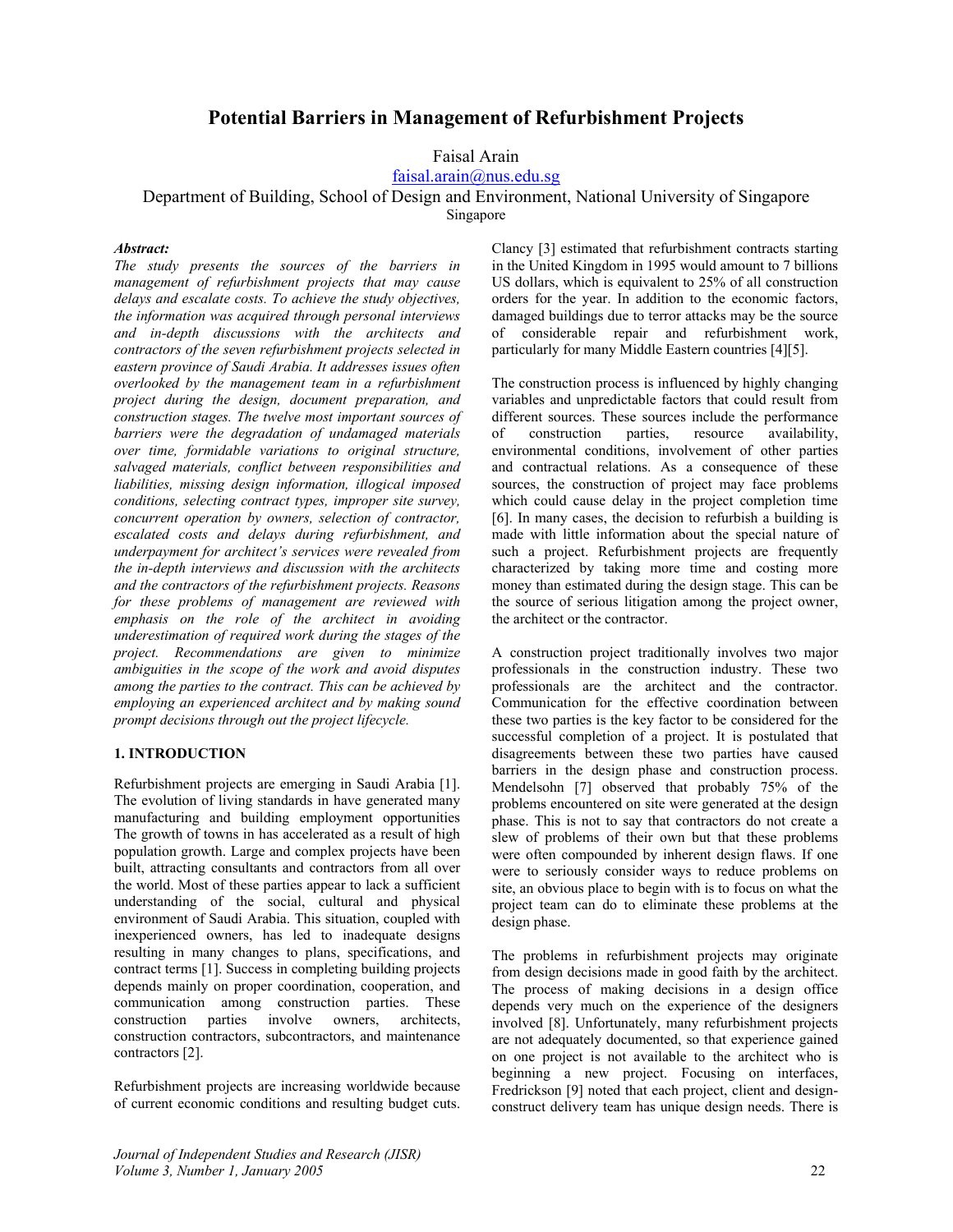# Potential Barriers in Management of Refurbishment Projects

Faisal Arain

faisal.arain@nus.edu.sg

Department of Building, School of Design and Environment, National University of Singapore

Singapore

***Abstract:***

*The study presents the sources of the barriers in management of refurbishment projects that may cause delays and escalate costs. To achieve the study objectives, the information was acquired through personal interviews and in-depth discussions with the architects and contractors of the seven refurbishment projects selected in eastern province of Saudi Arabia. It addresses issues often overlooked by the management team in a refurbishment project during the design, document preparation, and construction stages. The twelve most important sources of barriers were the degradation of undamaged materials over time, formidable variations to original structure, salvaged materials, conflict between responsibilities and liabilities, missing design information, illogical imposed conditions, selecting contract types, improper site survey, concurrent operation by owners, selection of contractor, escalated costs and delays during refurbishment, and underpayment for architect's services were revealed from the in-depth interviews and discussion with the architects and the contractors of the refurbishment projects. Reasons for these problems of management are reviewed with emphasis on the role of the architect in avoiding underestimation of required work during the stages of the project. Recommendations are given to minimize ambiguities in the scope of the work and avoid disputes among the parties to the contract. This can be achieved by employing an experienced architect and by making sound prompt decisions through out the project lifecycle.*

## 1. INTRODUCTION

Refurbishment projects are emerging in Saudi Arabia [1]. The evolution of living standards in have generated many manufacturing and building employment opportunities The growth of towns in has accelerated as a result of high population growth. Large and complex projects have been built, attracting consultants and contractors from all over the world. Most of these parties appear to lack a sufficient understanding of the social, cultural and physical environment of Saudi Arabia. This situation, coupled with inexperienced owners, has led to inadequate designs resulting in many changes to plans, specifications, and contract terms [1]. Success in completing building projects depends mainly on proper coordination, cooperation, and communication among construction parties. These construction parties involve owners, architects, construction contractors, subcontractors, and maintenance contractors [2].

Refurbishment projects are increasing worldwide because of current economic conditions and resulting budget cuts. Clancy [3] estimated that refurbishment contracts starting in the United Kingdom in 1995 would amount to 7 billions US dollars, which is equivalent to 25% of all construction orders for the year. In addition to the economic factors, damaged buildings due to terror attacks may be the source of considerable repair and refurbishment work, particularly for many Middle Eastern countries [4][5].

The construction process is influenced by highly changing variables and unpredictable factors that could result from different sources. These sources include the performance of construction parties, resource availability, environmental conditions, involvement of other parties and contractual relations. As a consequence of these sources, the construction of project may face problems which could cause delay in the project completion time [6]. In many cases, the decision to refurbish a building is made with little information about the special nature of such a project. Refurbishment projects are frequently characterized by taking more time and costing more money than estimated during the design stage. This can be the source of serious litigation among the project owner, the architect or the contractor.

A construction project traditionally involves two major professionals in the construction industry. These two professionals are the architect and the contractor. Communication for the effective coordination between these two parties is the key factor to be considered for the successful completion of a project. It is postulated that disagreements between these two parties have caused barriers in the design phase and construction process. Mendelsohn [7] observed that probably 75% of the problems encountered on site were generated at the design phase. This is not to say that contractors do not create a slew of problems of their own but that these problems were often compounded by inherent design flaws. If one were to seriously consider ways to reduce problems on site, an obvious place to begin with is to focus on what the project team can do to eliminate these problems at the design phase.

The problems in refurbishment projects may originate from design decisions made in good faith by the architect. The process of making decisions in a design office depends very much on the experience of the designers involved [8]. Unfortunately, many refurbishment projects are not adequately documented, so that experience gained on one project is not available to the architect who is beginning a new project. Focusing on interfaces, Fredrickson [9] noted that each project, client and design-construct delivery team has unique design needs. There is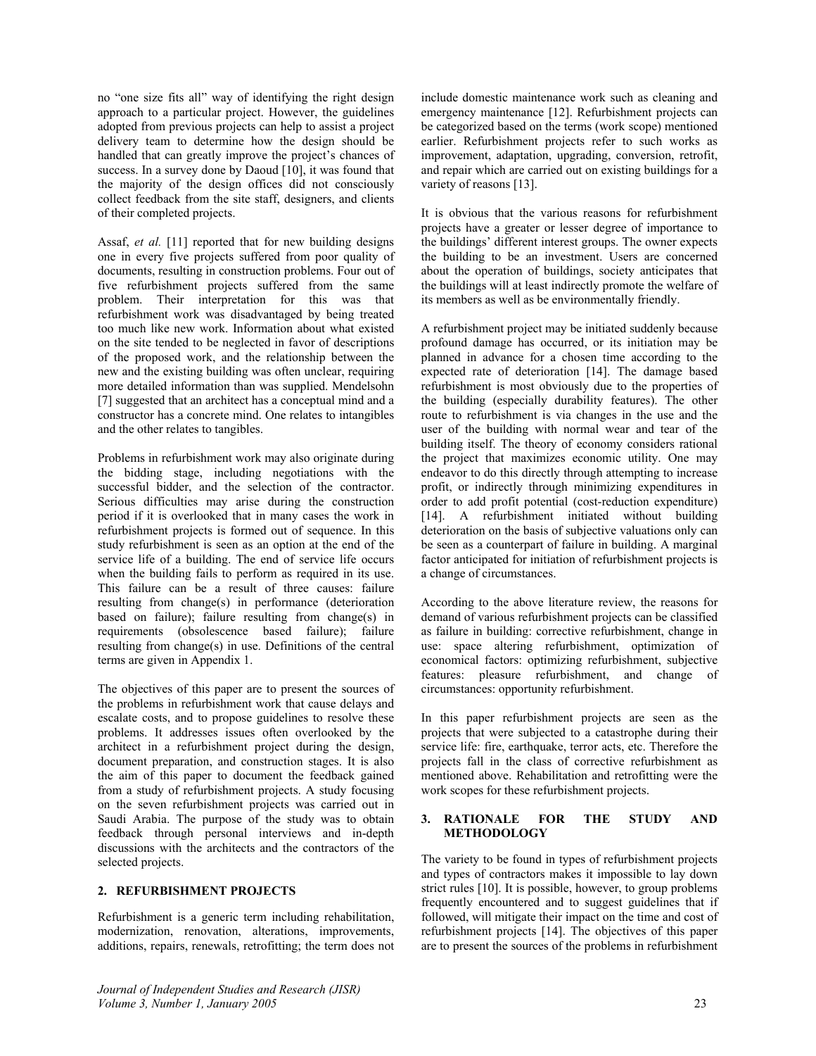no "one size fits all" way of identifying the right design approach to a particular project. However, the guidelines adopted from previous projects can help to assist a project delivery team to determine how the design should be handled that can greatly improve the project's chances of success. In a survey done by Daoud [10], it was found that the majority of the design offices did not consciously collect feedback from the site staff, designers, and clients of their completed projects.

Assaf, *et al.* [11] reported that for new building designs one in every five projects suffered from poor quality of documents, resulting in construction problems. Four out of five refurbishment projects suffered from the same problem. Their interpretation for this was that refurbishment work was disadvantaged by being treated too much like new work. Information about what existed on the site tended to be neglected in favor of descriptions of the proposed work, and the relationship between the new and the existing building was often unclear, requiring more detailed information than was supplied. Mendelsohn [7] suggested that an architect has a conceptual mind and a constructor has a concrete mind. One relates to intangibles and the other relates to tangibles.

Problems in refurbishment work may also originate during the bidding stage, including negotiations with the successful bidder, and the selection of the contractor. Serious difficulties may arise during the construction period if it is overlooked that in many cases the work in refurbishment projects is formed out of sequence. In this study refurbishment is seen as an option at the end of the service life of a building. The end of service life occurs when the building fails to perform as required in its use. This failure can be a result of three causes: failure resulting from change(s) in performance (deterioration based on failure); failure resulting from change(s) in requirements (obsolescence based failure); failure resulting from change(s) in use. Definitions of the central terms are given in Appendix 1.

The objectives of this paper are to present the sources of the problems in refurbishment work that cause delays and escalate costs, and to propose guidelines to resolve these problems. It addresses issues often overlooked by the architect in a refurbishment project during the design, document preparation, and construction stages. It is also the aim of this paper to document the feedback gained from a study of refurbishment projects. A study focusing on the seven refurbishment projects was carried out in Saudi Arabia. The purpose of the study was to obtain feedback through personal interviews and in-depth discussions with the architects and the contractors of the selected projects.

## 2. REFURBISHMENT PROJECTS

Refurbishment is a generic term including rehabilitation, modernization, renovation, alterations, improvements, additions, repairs, renewals, retrofitting; the term does not include domestic maintenance work such as cleaning and emergency maintenance [12]. Refurbishment projects can be categorized based on the terms (work scope) mentioned earlier. Refurbishment projects refer to such works as improvement, adaptation, upgrading, conversion, retrofit, and repair which are carried out on existing buildings for a variety of reasons [13].

It is obvious that the various reasons for refurbishment projects have a greater or lesser degree of importance to the buildings' different interest groups. The owner expects the building to be an investment. Users are concerned about the operation of buildings, society anticipates that the buildings will at least indirectly promote the welfare of its members as well as be environmentally friendly.

A refurbishment project may be initiated suddenly because profound damage has occurred, or its initiation may be planned in advance for a chosen time according to the expected rate of deterioration [14]. The damage based refurbishment is most obviously due to the properties of the building (especially durability features). The other route to refurbishment is via changes in the use and the user of the building with normal wear and tear of the building itself. The theory of economy considers rational the project that maximizes economic utility. One may endeavor to do this directly through attempting to increase profit, or indirectly through minimizing expenditures in order to add profit potential (cost-reduction expenditure) [14]. A refurbishment initiated without building deterioration on the basis of subjective valuations only can be seen as a counterpart of failure in building. A marginal factor anticipated for initiation of refurbishment projects is a change of circumstances.

According to the above literature review, the reasons for demand of various refurbishment projects can be classified as failure in building: corrective refurbishment, change in use: space altering refurbishment, optimization of economical factors: optimizing refurbishment, subjective features: pleasure refurbishment, and change of circumstances: opportunity refurbishment.

In this paper refurbishment projects are seen as the projects that were subjected to a catastrophe during their service life: fire, earthquake, terror acts, etc. Therefore the projects fall in the class of corrective refurbishment as mentioned above. Rehabilitation and retrofitting were the work scopes for these refurbishment projects.

## 3. RATIONALE FOR THE STUDY AND METHODOLOGY

The variety to be found in types of refurbishment projects and types of contractors makes it impossible to lay down strict rules [10]. It is possible, however, to group problems frequently encountered and to suggest guidelines that if followed, will mitigate their impact on the time and cost of refurbishment projects [14]. The objectives of this paper are to present the sources of the problems in refurbishment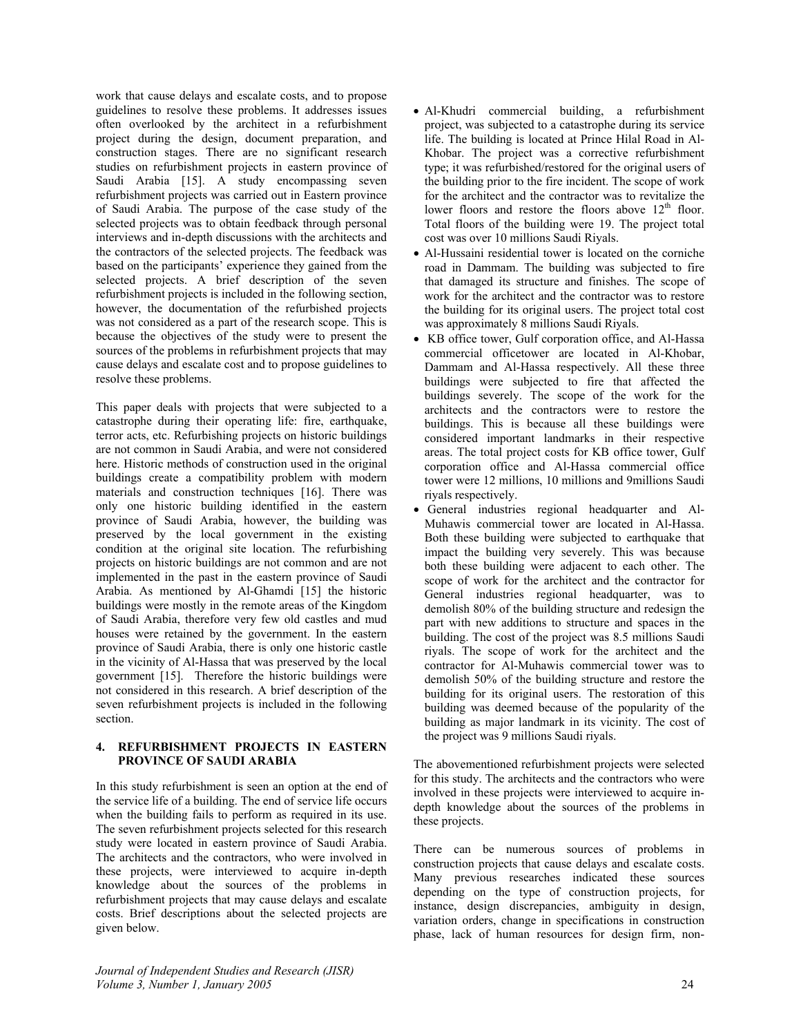work that cause delays and escalate costs, and to propose guidelines to resolve these problems. It addresses issues often overlooked by the architect in a refurbishment project during the design, document preparation, and construction stages. There are no significant research studies on refurbishment projects in eastern province of Saudi Arabia [15]. A study encompassing seven refurbishment projects was carried out in Eastern province of Saudi Arabia. The purpose of the case study of the selected projects was to obtain feedback through personal interviews and in-depth discussions with the architects and the contractors of the selected projects. The feedback was based on the participants' experience they gained from the selected projects. A brief description of the seven refurbishment projects is included in the following section, however, the documentation of the refurbished projects was not considered as a part of the research scope. This is because the objectives of the study were to present the sources of the problems in refurbishment projects that may cause delays and escalate cost and to propose guidelines to resolve these problems.

This paper deals with projects that were subjected to a catastrophe during their operating life: fire, earthquake, terror acts, etc. Refurbishing projects on historic buildings are not common in Saudi Arabia, and were not considered here. Historic methods of construction used in the original buildings create a compatibility problem with modern materials and construction techniques [16]. There was only one historic building identified in the eastern province of Saudi Arabia, however, the building was preserved by the local government in the existing condition at the original site location. The refurbishing projects on historic buildings are not common and are not implemented in the past in the eastern province of Saudi Arabia. As mentioned by Al-Ghamdi [15] the historic buildings were mostly in the remote areas of the Kingdom of Saudi Arabia, therefore very few old castles and mud houses were retained by the government. In the eastern province of Saudi Arabia, there is only one historic castle in the vicinity of Al-Hassa that was preserved by the local government [15]. Therefore the historic buildings were not considered in this research. A brief description of the seven refurbishment projects is included in the following section.

## 4. REFURBISHMENT PROJECTS IN EASTERN PROVINCE OF SAUDI ARABIA

In this study refurbishment is seen an option at the end of the service life of a building. The end of service life occurs when the building fails to perform as required in its use. The seven refurbishment projects selected for this research study were located in eastern province of Saudi Arabia. The architects and the contractors, who were involved in these projects, were interviewed to acquire in-depth knowledge about the sources of the problems in refurbishment projects that may cause delays and escalate costs. Brief descriptions about the selected projects are given below.

- Al-Khudri commercial building, a refurbishment project, was subjected to a catastrophe during its service life. The building is located at Prince Hilal Road in Al-Khobar. The project was a corrective refurbishment type; it was refurbished/restored for the original users of the building prior to the fire incident. The scope of work for the architect and the contractor was to revitalize the lower floors and restore the floors above 12th floor. Total floors of the building were 19. The project total cost was over 10 millions Saudi Riyals.
- Al-Hussaini residential tower is located on the corniche road in Dammam. The building was subjected to fire that damaged its structure and finishes. The scope of work for the architect and the contractor was to restore the building for its original users. The project total cost was approximately 8 millions Saudi Riyals.
- KB office tower, Gulf corporation office, and Al-Hassa commercial officetower are located in Al-Khobar, Dammam and Al-Hassa respectively. All these three buildings were subjected to fire that affected the buildings severely. The scope of the work for the architects and the contractors were to restore the buildings. This is because all these buildings were considered important landmarks in their respective areas. The total project costs for KB office tower, Gulf corporation office and Al-Hassa commercial office tower were 12 millions, 10 millions and 9millions Saudi riyals respectively.
- General industries regional headquarter and Al-Muhawis commercial tower are located in Al-Hassa. Both these building were subjected to earthquake that impact the building very severely. This was because both these building were adjacent to each other. The scope of work for the architect and the contractor for General industries regional headquarter, was to demolish 80% of the building structure and redesign the part with new additions to structure and spaces in the building. The cost of the project was 8.5 millions Saudi riyals. The scope of work for the architect and the contractor for Al-Muhawis commercial tower was to demolish 50% of the building structure and restore the building for its original users. The restoration of this building was deemed because of the popularity of the building as major landmark in its vicinity. The cost of the project was 9 millions Saudi riyals.

The abovementioned refurbishment projects were selected for this study. The architects and the contractors who were involved in these projects were interviewed to acquire in-depth knowledge about the sources of the problems in these projects.

There can be numerous sources of problems in construction projects that cause delays and escalate costs. Many previous researches indicated these sources depending on the type of construction projects, for instance, design discrepancies, ambiguity in design, variation orders, change in specifications in construction phase, lack of human resources for design firm, non-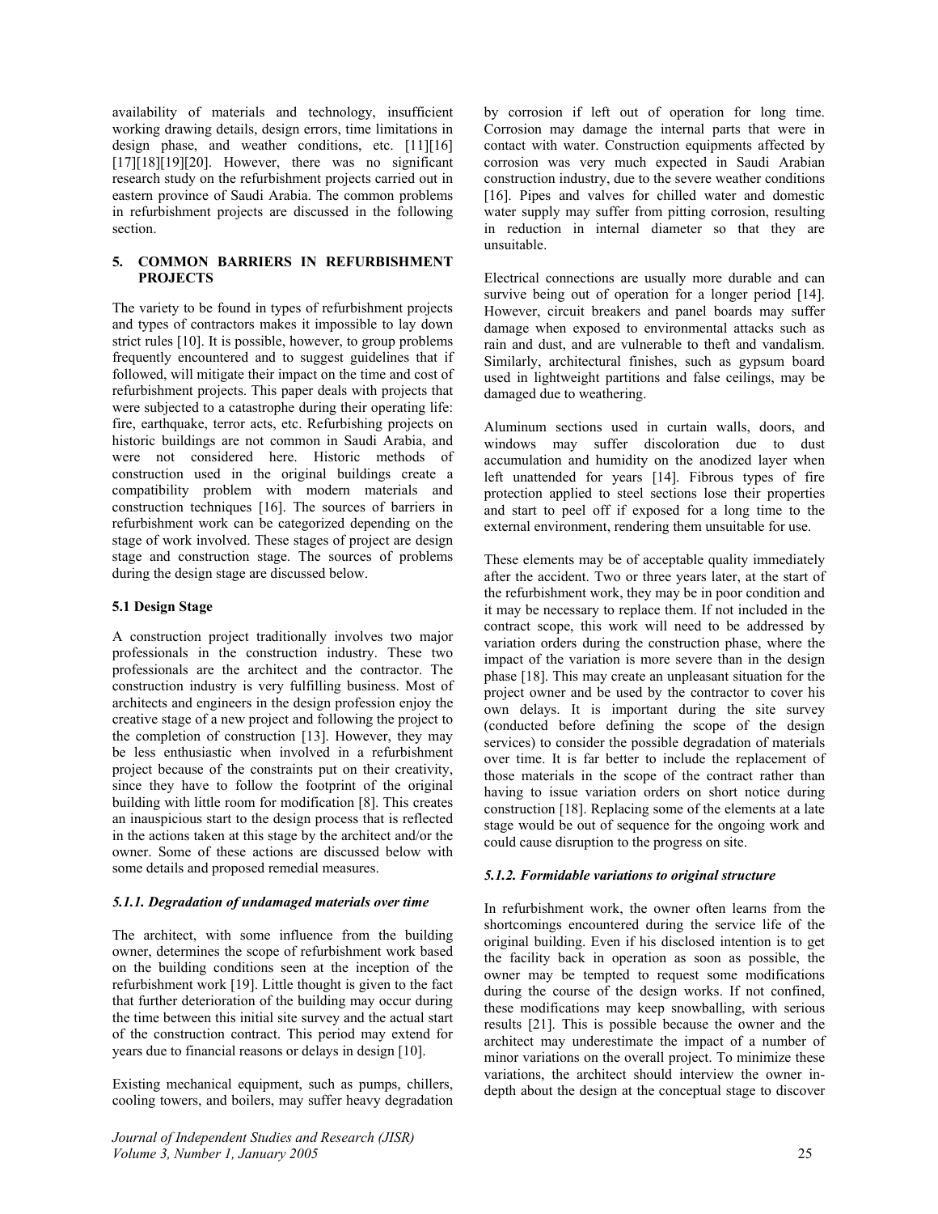availability of materials and technology, insufficient working drawing details, design errors, time limitations in design phase, and weather conditions, etc. [11][16][17][18][19][20]. However, there was no significant research study on the refurbishment projects carried out in eastern province of Saudi Arabia. The common problems in refurbishment projects are discussed in the following section.

## 5. COMMON BARRIERS IN REFURBISHMENT PROJECTS

The variety to be found in types of refurbishment projects and types of contractors makes it impossible to lay down strict rules [10]. It is possible, however, to group problems frequently encountered and to suggest guidelines that if followed, will mitigate their impact on the time and cost of refurbishment projects. This paper deals with projects that were subjected to a catastrophe during their operating life: fire, earthquake, terror acts, etc. Refurbishing projects on historic buildings are not common in Saudi Arabia, and were not considered here. Historic methods of construction used in the original buildings create a compatibility problem with modern materials and construction techniques [16]. The sources of barriers in refurbishment work can be categorized depending on the stage of work involved. These stages of project are design stage and construction stage. The sources of problems during the design stage are discussed below.

### 5.1 Design Stage

A construction project traditionally involves two major professionals in the construction industry. These two professionals are the architect and the contractor. The construction industry is very fulfilling business. Most of architects and engineers in the design profession enjoy the creative stage of a new project and following the project to the completion of construction [13]. However, they may be less enthusiastic when involved in a refurbishment project because of the constraints put on their creativity, since they have to follow the footprint of the original building with little room for modification [8]. This creates an inauspicious start to the design process that is reflected in the actions taken at this stage by the architect and/or the owner. Some of these actions are discussed below with some details and proposed remedial measures.

#### *5.1.1. Degradation of undamaged materials over time*

The architect, with some influence from the building owner, determines the scope of refurbishment work based on the building conditions seen at the inception of the refurbishment work [19]. Little thought is given to the fact that further deterioration of the building may occur during the time between this initial site survey and the actual start of the construction contract. This period may extend for years due to financial reasons or delays in design [10].

Existing mechanical equipment, such as pumps, chillers, cooling towers, and boilers, may suffer heavy degradation by corrosion if left out of operation for long time. Corrosion may damage the internal parts that were in contact with water. Construction equipments affected by corrosion was very much expected in Saudi Arabian construction industry, due to the severe weather conditions [16]. Pipes and valves for chilled water and domestic water supply may suffer from pitting corrosion, resulting in reduction in internal diameter so that they are unsuitable.

Electrical connections are usually more durable and can survive being out of operation for a longer period [14]. However, circuit breakers and panel boards may suffer damage when exposed to environmental attacks such as rain and dust, and are vulnerable to theft and vandalism. Similarly, architectural finishes, such as gypsum board used in lightweight partitions and false ceilings, may be damaged due to weathering.

Aluminum sections used in curtain walls, doors, and windows may suffer discoloration due to dust accumulation and humidity on the anodized layer when left unattended for years [14]. Fibrous types of fire protection applied to steel sections lose their properties and start to peel off if exposed for a long time to the external environment, rendering them unsuitable for use.

These elements may be of acceptable quality immediately after the accident. Two or three years later, at the start of the refurbishment work, they may be in poor condition and it may be necessary to replace them. If not included in the contract scope, this work will need to be addressed by variation orders during the construction phase, where the impact of the variation is more severe than in the design phase [18]. This may create an unpleasant situation for the project owner and be used by the contractor to cover his own delays. It is important during the site survey (conducted before defining the scope of the design services) to consider the possible degradation of materials over time. It is far better to include the replacement of those materials in the scope of the contract rather than having to issue variation orders on short notice during construction [18]. Replacing some of the elements at a late stage would be out of sequence for the ongoing work and could cause disruption to the progress on site.

#### *5.1.2. Formidable variations to original structure*

In refurbishment work, the owner often learns from the shortcomings encountered during the service life of the original building. Even if his disclosed intention is to get the facility back in operation as soon as possible, the owner may be tempted to request some modifications during the course of the design works. If not confined, these modifications may keep snowballing, with serious results [21]. This is possible because the owner and the architect may underestimate the impact of a number of minor variations on the overall project. To minimize these variations, the architect should interview the owner in-depth about the design at the conceptual stage to discover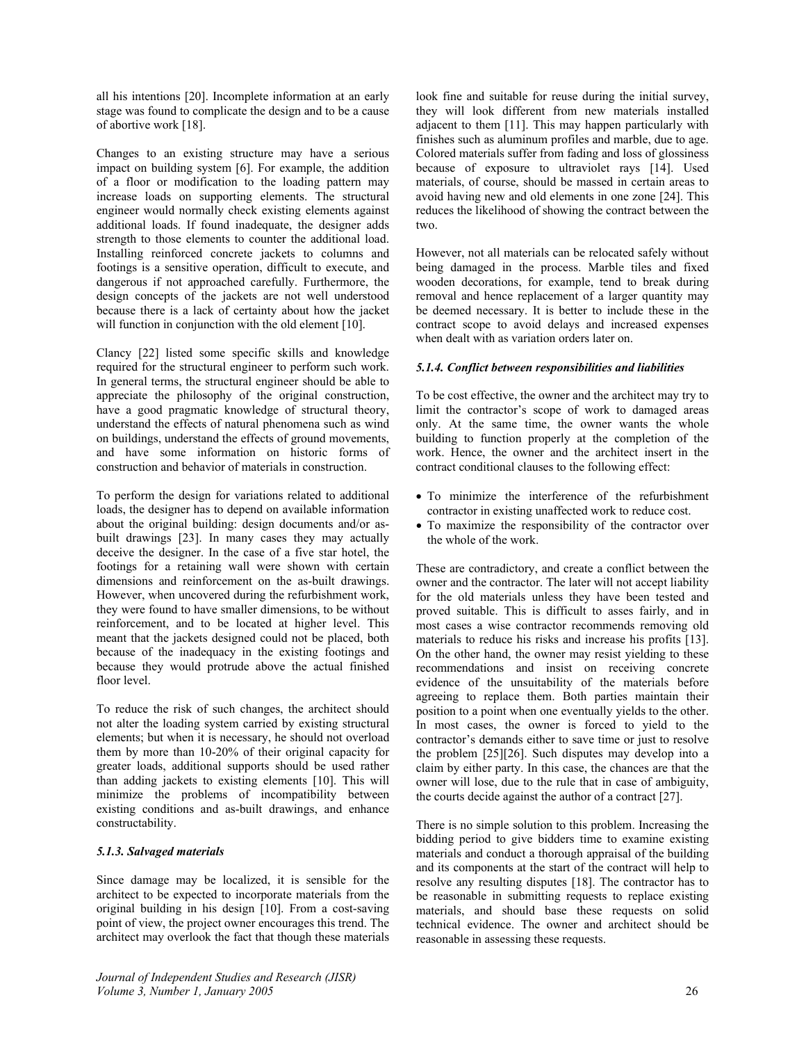all his intentions [20]. Incomplete information at an early stage was found to complicate the design and to be a cause of abortive work [18].

Changes to an existing structure may have a serious impact on building system [6]. For example, the addition of a floor or modification to the loading pattern may increase loads on supporting elements. The structural engineer would normally check existing elements against additional loads. If found inadequate, the designer adds strength to those elements to counter the additional load. Installing reinforced concrete jackets to columns and footings is a sensitive operation, difficult to execute, and dangerous if not approached carefully. Furthermore, the design concepts of the jackets are not well understood because there is a lack of certainty about how the jacket will function in conjunction with the old element [10].

Clancy [22] listed some specific skills and knowledge required for the structural engineer to perform such work. In general terms, the structural engineer should be able to appreciate the philosophy of the original construction, have a good pragmatic knowledge of structural theory, understand the effects of natural phenomena such as wind on buildings, understand the effects of ground movements, and have some information on historic forms of construction and behavior of materials in construction.

To perform the design for variations related to additional loads, the designer has to depend on available information about the original building: design documents and/or as-built drawings [23]. In many cases they may actually deceive the designer. In the case of a five star hotel, the footings for a retaining wall were shown with certain dimensions and reinforcement on the as-built drawings. However, when uncovered during the refurbishment work, they were found to have smaller dimensions, to be without reinforcement, and to be located at higher level. This meant that the jackets designed could not be placed, both because of the inadequacy in the existing footings and because they would protrude above the actual finished floor level.

To reduce the risk of such changes, the architect should not alter the loading system carried by existing structural elements; but when it is necessary, he should not overload them by more than 10-20% of their original capacity for greater loads, additional supports should be used rather than adding jackets to existing elements [10]. This will minimize the problems of incompatibility between existing conditions and as-built drawings, and enhance constructability.

#### *5.1.3. Salvaged materials*

Since damage may be localized, it is sensible for the architect to be expected to incorporate materials from the original building in his design [10]. From a cost-saving point of view, the project owner encourages this trend. The architect may overlook the fact that though these materials look fine and suitable for reuse during the initial survey, they will look different from new materials installed adjacent to them [11]. This may happen particularly with finishes such as aluminum profiles and marble, due to age. Colored materials suffer from fading and loss of glossiness because of exposure to ultraviolet rays [14]. Used materials, of course, should be massed in certain areas to avoid having new and old elements in one zone [24]. This reduces the likelihood of showing the contract between the two.

However, not all materials can be relocated safely without being damaged in the process. Marble tiles and fixed wooden decorations, for example, tend to break during removal and hence replacement of a larger quantity may be deemed necessary. It is better to include these in the contract scope to avoid delays and increased expenses when dealt with as variation orders later on.

#### *5.1.4. Conflict between responsibilities and liabilities*

To be cost effective, the owner and the architect may try to limit the contractor's scope of work to damaged areas only. At the same time, the owner wants the whole building to function properly at the completion of the work. Hence, the owner and the architect insert in the contract conditional clauses to the following effect:

- To minimize the interference of the refurbishment contractor in existing unaffected work to reduce cost.
- To maximize the responsibility of the contractor over the whole of the work.

These are contradictory, and create a conflict between the owner and the contractor. The later will not accept liability for the old materials unless they have been tested and proved suitable. This is difficult to asses fairly, and in most cases a wise contractor recommends removing old materials to reduce his risks and increase his profits [13]. On the other hand, the owner may resist yielding to these recommendations and insist on receiving concrete evidence of the unsuitability of the materials before agreeing to replace them. Both parties maintain their position to a point when one eventually yields to the other. In most cases, the owner is forced to yield to the contractor's demands either to save time or just to resolve the problem [25][26]. Such disputes may develop into a claim by either party. In this case, the chances are that the owner will lose, due to the rule that in case of ambiguity, the courts decide against the author of a contract [27].

There is no simple solution to this problem. Increasing the bidding period to give bidders time to examine existing materials and conduct a thorough appraisal of the building and its components at the start of the contract will help to resolve any resulting disputes [18]. The contractor has to be reasonable in submitting requests to replace existing materials, and should base these requests on solid technical evidence. The owner and architect should be reasonable in assessing these requests.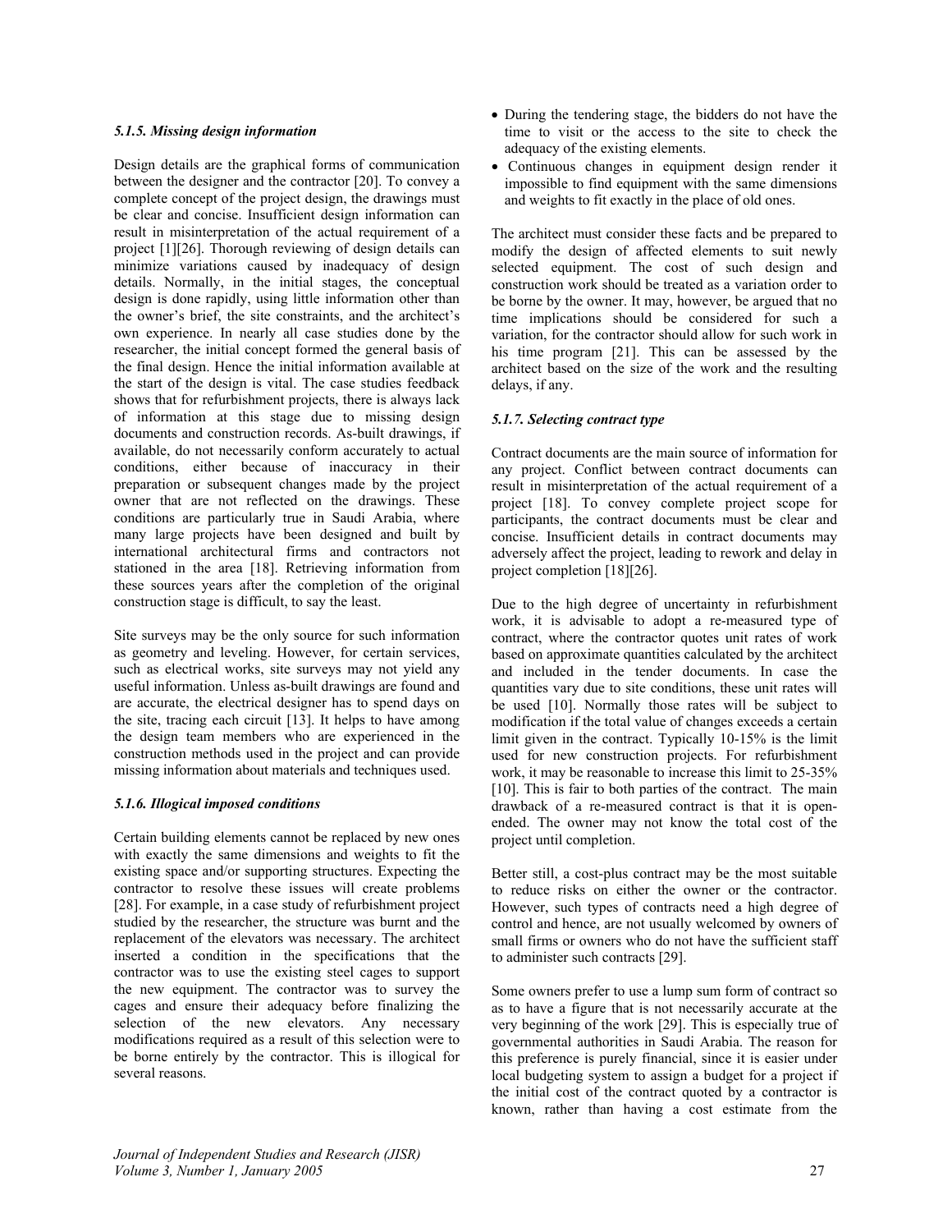#### *5.1.5. Missing design information*

Design details are the graphical forms of communication between the designer and the contractor [20]. To convey a complete concept of the project design, the drawings must be clear and concise. Insufficient design information can result in misinterpretation of the actual requirement of a project [1][26]. Thorough reviewing of design details can minimize variations caused by inadequacy of design details. Normally, in the initial stages, the conceptual design is done rapidly, using little information other than the owner's brief, the site constraints, and the architect's own experience. In nearly all case studies done by the researcher, the initial concept formed the general basis of the final design. Hence the initial information available at the start of the design is vital. The case studies feedback shows that for refurbishment projects, there is always lack of information at this stage due to missing design documents and construction records. As-built drawings, if available, do not necessarily conform accurately to actual conditions, either because of inaccuracy in their preparation or subsequent changes made by the project owner that are not reflected on the drawings. These conditions are particularly true in Saudi Arabia, where many large projects have been designed and built by international architectural firms and contractors not stationed in the area [18]. Retrieving information from these sources years after the completion of the original construction stage is difficult, to say the least.

Site surveys may be the only source for such information as geometry and leveling. However, for certain services, such as electrical works, site surveys may not yield any useful information. Unless as-built drawings are found and are accurate, the electrical designer has to spend days on the site, tracing each circuit [13]. It helps to have among the design team members who are experienced in the construction methods used in the project and can provide missing information about materials and techniques used.

#### *5.1.6. Illogical imposed conditions*

Certain building elements cannot be replaced by new ones with exactly the same dimensions and weights to fit the existing space and/or supporting structures. Expecting the contractor to resolve these issues will create problems [28]. For example, in a case study of refurbishment project studied by the researcher, the structure was burnt and the replacement of the elevators was necessary. The architect inserted a condition in the specifications that the contractor was to use the existing steel cages to support the new equipment. The contractor was to survey the cages and ensure their adequacy before finalizing the selection of the new elevators. Any necessary modifications required as a result of this selection were to be borne entirely by the contractor. This is illogical for several reasons.

- During the tendering stage, the bidders do not have the time to visit or the access to the site to check the adequacy of the existing elements.
- Continuous changes in equipment design render it impossible to find equipment with the same dimensions and weights to fit exactly in the place of old ones.

The architect must consider these facts and be prepared to modify the design of affected elements to suit newly selected equipment. The cost of such design and construction work should be treated as a variation order to be borne by the owner. It may, however, be argued that no time implications should be considered for such a variation, for the contractor should allow for such work in his time program [21]. This can be assessed by the architect based on the size of the work and the resulting delays, if any.

#### *5.1.7. Selecting contract type*

Contract documents are the main source of information for any project. Conflict between contract documents can result in misinterpretation of the actual requirement of a project [18]. To convey complete project scope for participants, the contract documents must be clear and concise. Insufficient details in contract documents may adversely affect the project, leading to rework and delay in project completion [18][26].

Due to the high degree of uncertainty in refurbishment work, it is advisable to adopt a re-measured type of contract, where the contractor quotes unit rates of work based on approximate quantities calculated by the architect and included in the tender documents. In case the quantities vary due to site conditions, these unit rates will be used [10]. Normally those rates will be subject to modification if the total value of changes exceeds a certain limit given in the contract. Typically 10-15% is the limit used for new construction projects. For refurbishment work, it may be reasonable to increase this limit to 25-35% [10]. This is fair to both parties of the contract. The main drawback of a re-measured contract is that it is open-ended. The owner may not know the total cost of the project until completion.

Better still, a cost-plus contract may be the most suitable to reduce risks on either the owner or the contractor. However, such types of contracts need a high degree of control and hence, are not usually welcomed by owners of small firms or owners who do not have the sufficient staff to administer such contracts [29].

Some owners prefer to use a lump sum form of contract so as to have a figure that is not necessarily accurate at the very beginning of the work [29]. This is especially true of governmental authorities in Saudi Arabia. The reason for this preference is purely financial, since it is easier under local budgeting system to assign a budget for a project if the initial cost of the contract quoted by a contractor is known, rather than having a cost estimate from the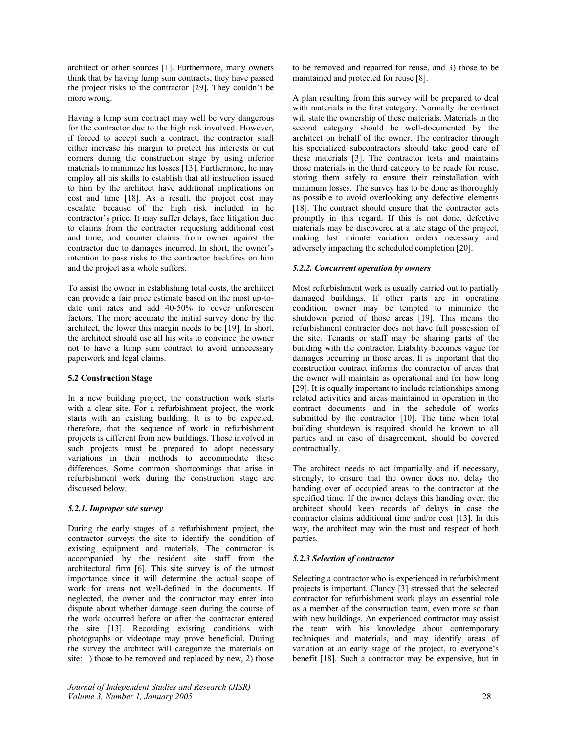architect or other sources [1]. Furthermore, many owners think that by having lump sum contracts, they have passed the project risks to the contractor [29]. They couldn't be more wrong.

Having a lump sum contract may well be very dangerous for the contractor due to the high risk involved. However, if forced to accept such a contract, the contractor shall either increase his margin to protect his interests or cut corners during the construction stage by using inferior materials to minimize his losses [13]. Furthermore, he may employ all his skills to establish that all instruction issued to him by the architect have additional implications on cost and time [18]. As a result, the project cost may escalate because of the high risk included in he contractor's price. It may suffer delays, face litigation due to claims from the contractor requesting additional cost and time, and counter claims from owner against the contractor due to damages incurred. In short, the owner's intention to pass risks to the contractor backfires on him and the project as a whole suffers.

To assist the owner in establishing total costs, the architect can provide a fair price estimate based on the most up-to-date unit rates and add 40-50% to cover unforeseen factors. The more accurate the initial survey done by the architect, the lower this margin needs to be [19]. In short, the architect should use all his wits to convince the owner not to have a lump sum contract to avoid unnecessary paperwork and legal claims.

**5.2 Construction Stage**

In a new building project, the construction work starts with a clear site. For a refurbishment project, the work starts with an existing building. It is to be expected, therefore, that the sequence of work in refurbishment projects is different from new buildings. Those involved in such projects must be prepared to adopt necessary variations in their methods to accommodate these differences. Some common shortcomings that arise in refurbishment work during the construction stage are discussed below.

***5.2.1. Improper site survey***

During the early stages of a refurbishment project, the contractor surveys the site to identify the condition of existing equipment and materials. The contractor is accompanied by the resident site staff from the architectural firm [6]. This site survey is of the utmost importance since it will determine the actual scope of work for areas not well-defined in the documents. If neglected, the owner and the contractor may enter into dispute about whether damage seen during the course of the work occurred before or after the contractor entered the site [13]. Recording existing conditions with photographs or videotape may prove beneficial. During the survey the architect will categorize the materials on site: 1) those to be removed and replaced by new, 2) those to be removed and repaired for reuse, and 3) those to be maintained and protected for reuse [8].

A plan resulting from this survey will be prepared to deal with materials in the first category. Normally the contract will state the ownership of these materials. Materials in the second category should be well-documented by the architect on behalf of the owner. The contractor through his specialized subcontractors should take good care of these materials [3]. The contractor tests and maintains those materials in the third category to be ready for reuse, storing them safely to ensure their reinstallation with minimum losses. The survey has to be done as thoroughly as possible to avoid overlooking any defective elements [18]. The contract should ensure that the contractor acts promptly in this regard. If this is not done, defective materials may be discovered at a late stage of the project, making last minute variation orders necessary and adversely impacting the scheduled completion [20].

***5.2.2. Concurrent operation by owners***

Most refurbishment work is usually carried out to partially damaged buildings. If other parts are in operating condition, owner may be tempted to minimize the shutdown period of those areas [19]. This means the refurbishment contractor does not have full possession of the site. Tenants or staff may be sharing parts of the building with the contractor. Liability becomes vague for damages occurring in those areas. It is important that the construction contract informs the contractor of areas that the owner will maintain as operational and for how long [29]. It is equally important to include relationships among related activities and areas maintained in operation in the contract documents and in the schedule of works submitted by the contractor [10]. The time when total building shutdown is required should be known to all parties and in case of disagreement, should be covered contractually.

The architect needs to act impartially and if necessary, strongly, to ensure that the owner does not delay the handing over of occupied areas to the contractor at the specified time. If the owner delays this handing over, the architect should keep records of delays in case the contractor claims additional time and/or cost [13]. In this way, the architect may win the trust and respect of both parties.

***5.2.3 Selection of contractor***

Selecting a contractor who is experienced in refurbishment projects is important. Clancy [3] stressed that the selected contractor for refurbishment work plays an essential role as a member of the construction team, even more so than with new buildings. An experienced contractor may assist the team with his knowledge about contemporary techniques and materials, and may identify areas of variation at an early stage of the project, to everyone's benefit [18]. Such a contractor may be expensive, but in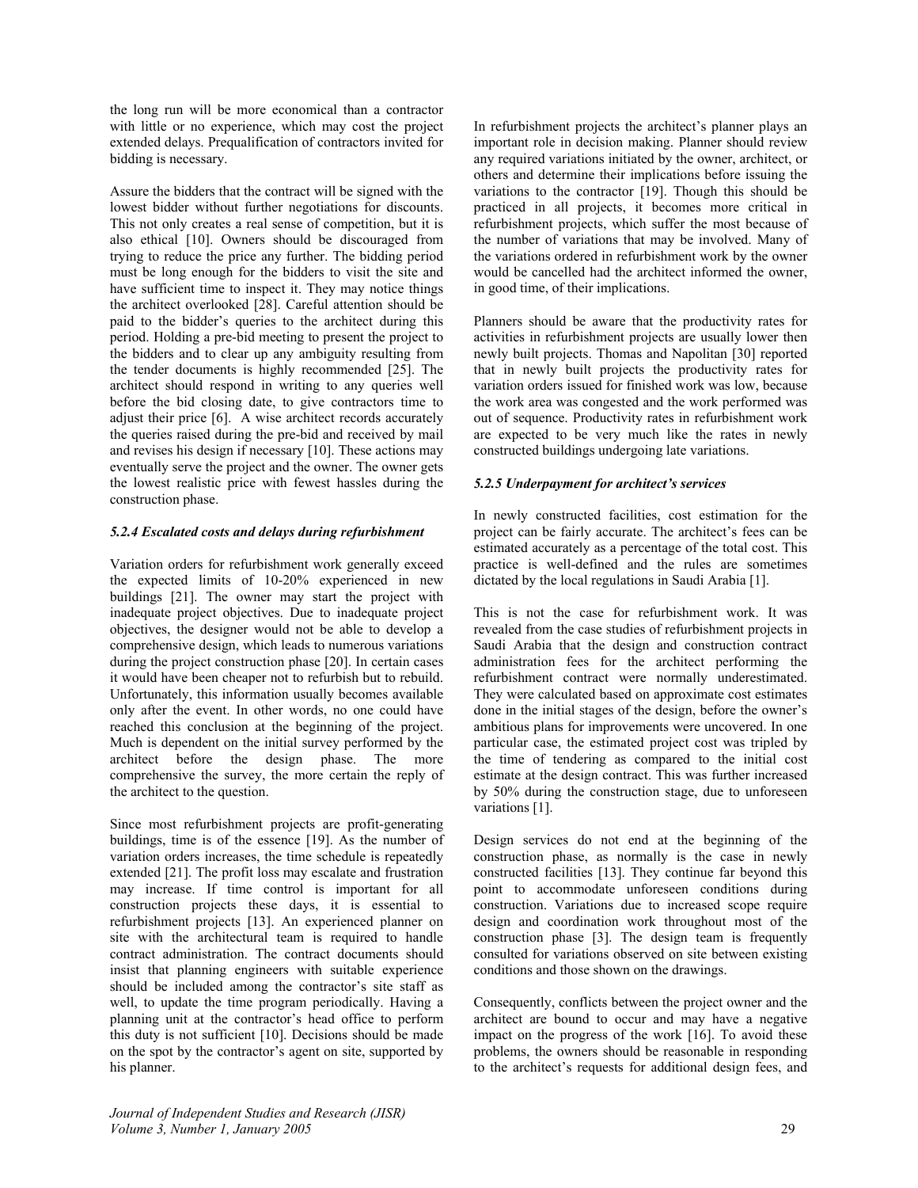the long run will be more economical than a contractor with little or no experience, which may cost the project extended delays. Prequalification of contractors invited for bidding is necessary.

Assure the bidders that the contract will be signed with the lowest bidder without further negotiations for discounts. This not only creates a real sense of competition, but it is also ethical [10]. Owners should be discouraged from trying to reduce the price any further. The bidding period must be long enough for the bidders to visit the site and have sufficient time to inspect it. They may notice things the architect overlooked [28]. Careful attention should be paid to the bidder's queries to the architect during this period. Holding a pre-bid meeting to present the project to the bidders and to clear up any ambiguity resulting from the tender documents is highly recommended [25]. The architect should respond in writing to any queries well before the bid closing date, to give contractors time to adjust their price [6]. A wise architect records accurately the queries raised during the pre-bid and received by mail and revises his design if necessary [10]. These actions may eventually serve the project and the owner. The owner gets the lowest realistic price with fewest hassles during the construction phase.

#### *5.2.4 Escalated costs and delays during refurbishment*

Variation orders for refurbishment work generally exceed the expected limits of 10-20% experienced in new buildings [21]. The owner may start the project with inadequate project objectives. Due to inadequate project objectives, the designer would not be able to develop a comprehensive design, which leads to numerous variations during the project construction phase [20]. In certain cases it would have been cheaper not to refurbish but to rebuild. Unfortunately, this information usually becomes available only after the event. In other words, no one could have reached this conclusion at the beginning of the project. Much is dependent on the initial survey performed by the architect before the design phase. The more comprehensive the survey, the more certain the reply of the architect to the question.

Since most refurbishment projects are profit-generating buildings, time is of the essence [19]. As the number of variation orders increases, the time schedule is repeatedly extended [21]. The profit loss may escalate and frustration may increase. If time control is important for all construction projects these days, it is essential to refurbishment projects [13]. An experienced planner on site with the architectural team is required to handle contract administration. The contract documents should insist that planning engineers with suitable experience should be included among the contractor's site staff as well, to update the time program periodically. Having a planning unit at the contractor's head office to perform this duty is not sufficient [10]. Decisions should be made on the spot by the contractor's agent on site, supported by his planner.

In refurbishment projects the architect's planner plays an important role in decision making. Planner should review any required variations initiated by the owner, architect, or others and determine their implications before issuing the variations to the contractor [19]. Though this should be practiced in all projects, it becomes more critical in refurbishment projects, which suffer the most because of the number of variations that may be involved. Many of the variations ordered in refurbishment work by the owner would be cancelled had the architect informed the owner, in good time, of their implications.

Planners should be aware that the productivity rates for activities in refurbishment projects are usually lower then newly built projects. Thomas and Napolitan [30] reported that in newly built projects the productivity rates for variation orders issued for finished work was low, because the work area was congested and the work performed was out of sequence. Productivity rates in refurbishment work are expected to be very much like the rates in newly constructed buildings undergoing late variations.

#### *5.2.5 Underpayment for architect's services*

In newly constructed facilities, cost estimation for the project can be fairly accurate. The architect's fees can be estimated accurately as a percentage of the total cost. This practice is well-defined and the rules are sometimes dictated by the local regulations in Saudi Arabia [1].

This is not the case for refurbishment work. It was revealed from the case studies of refurbishment projects in Saudi Arabia that the design and construction contract administration fees for the architect performing the refurbishment contract were normally underestimated. They were calculated based on approximate cost estimates done in the initial stages of the design, before the owner's ambitious plans for improvements were uncovered. In one particular case, the estimated project cost was tripled by the time of tendering as compared to the initial cost estimate at the design contract. This was further increased by 50% during the construction stage, due to unforeseen variations [1].

Design services do not end at the beginning of the construction phase, as normally is the case in newly constructed facilities [13]. They continue far beyond this point to accommodate unforeseen conditions during construction. Variations due to increased scope require design and coordination work throughout most of the construction phase [3]. The design team is frequently consulted for variations observed on site between existing conditions and those shown on the drawings.

Consequently, conflicts between the project owner and the architect are bound to occur and may have a negative impact on the progress of the work [16]. To avoid these problems, the owners should be reasonable in responding to the architect's requests for additional design fees, and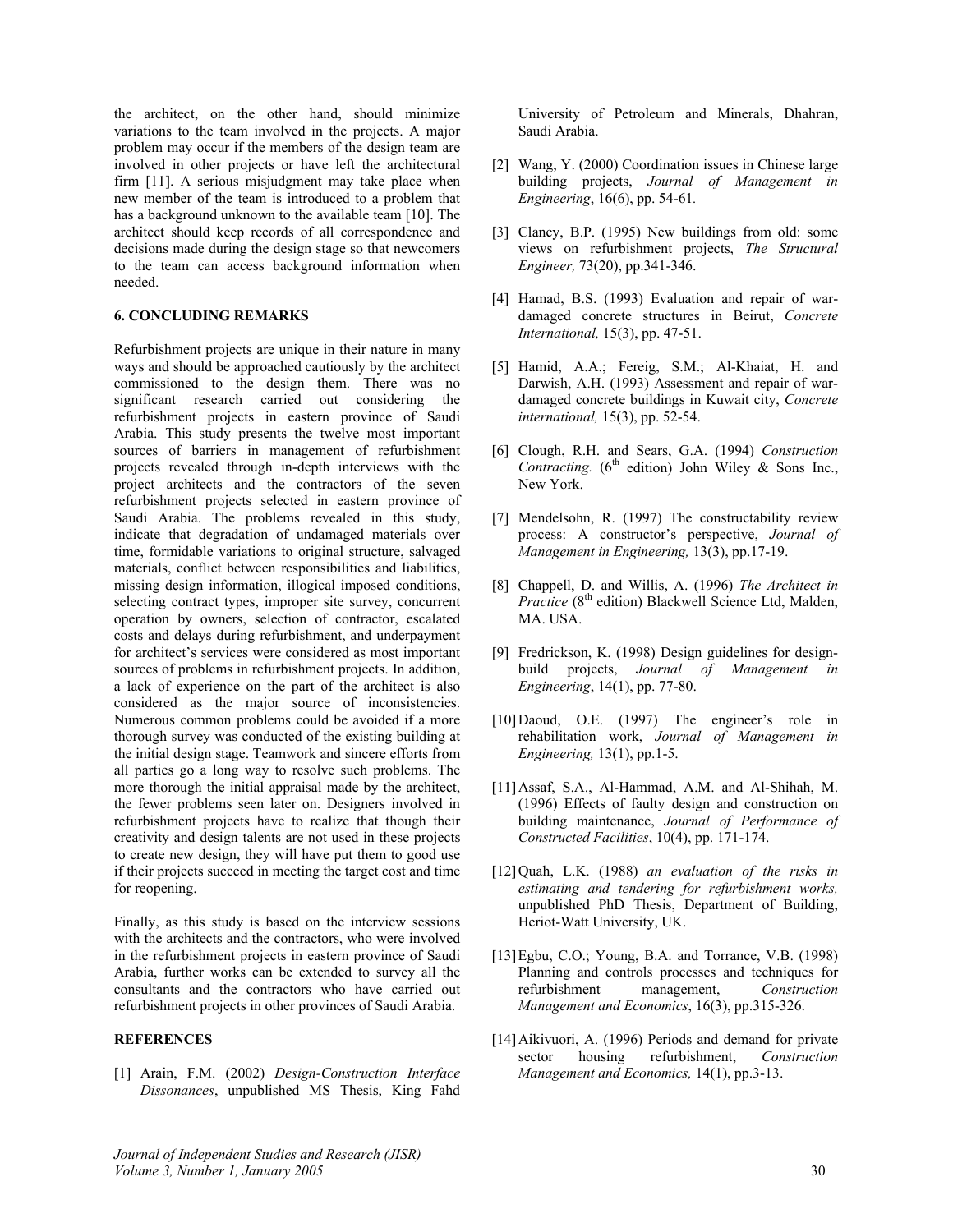the architect, on the other hand, should minimize variations to the team involved in the projects. A major problem may occur if the members of the design team are involved in other projects or have left the architectural firm [11]. A serious misjudgment may take place when new member of the team is introduced to a problem that has a background unknown to the available team [10]. The architect should keep records of all correspondence and decisions made during the design stage so that newcomers to the team can access background information when needed.

### 6. CONCLUDING REMARKS

Refurbishment projects are unique in their nature in many ways and should be approached cautiously by the architect commissioned to the design them. There was no significant research carried out considering the refurbishment projects in eastern province of Saudi Arabia. This study presents the twelve most important sources of barriers in management of refurbishment projects revealed through in-depth interviews with the project architects and the contractors of the seven refurbishment projects selected in eastern province of Saudi Arabia. The problems revealed in this study, indicate that degradation of undamaged materials over time, formidable variations to original structure, salvaged materials, conflict between responsibilities and liabilities, missing design information, illogical imposed conditions, selecting contract types, improper site survey, concurrent operation by owners, selection of contractor, escalated costs and delays during refurbishment, and underpayment for architect's services were considered as most important sources of problems in refurbishment projects. In addition, a lack of experience on the part of the architect is also considered as the major source of inconsistencies. Numerous common problems could be avoided if a more thorough survey was conducted of the existing building at the initial design stage. Teamwork and sincere efforts from all parties go a long way to resolve such problems. The more thorough the initial appraisal made by the architect, the fewer problems seen later on. Designers involved in refurbishment projects have to realize that though their creativity and design talents are not used in these projects to create new design, they will have put them to good use if their projects succeed in meeting the target cost and time for reopening.

Finally, as this study is based on the interview sessions with the architects and the contractors, who were involved in the refurbishment projects in eastern province of Saudi Arabia, further works can be extended to survey all the consultants and the contractors who have carried out refurbishment projects in other provinces of Saudi Arabia.

### REFERENCES

[1] Arain, F.M. (2002) *Design-Construction Interface Dissonances*, unpublished MS Thesis, King Fahd University of Petroleum and Minerals, Dhahran, Saudi Arabia.

[2] Wang, Y. (2000) Coordination issues in Chinese large building projects, *Journal of Management in Engineering*, 16(6), pp. 54-61.

[3] Clancy, B.P. (1995) New buildings from old: some views on refurbishment projects, *The Structural Engineer,* 73(20), pp.341-346.

[4] Hamad, B.S. (1993) Evaluation and repair of war-damaged concrete structures in Beirut, *Concrete International,* 15(3), pp. 47-51.

[5] Hamid, A.A.; Fereig, S.M.; Al-Khaiat, H. and Darwish, A.H. (1993) Assessment and repair of war-damaged concrete buildings in Kuwait city, *Concrete international,* 15(3), pp. 52-54.

[6] Clough, R.H. and Sears, G.A. (1994) *Construction Contracting.* (6th edition) John Wiley & Sons Inc., New York.

[7] Mendelsohn, R. (1997) The constructability review process: A constructor's perspective, *Journal of Management in Engineering,* 13(3), pp.17-19.

[8] Chappell, D. and Willis, A. (1996) *The Architect in Practice* (8th edition) Blackwell Science Ltd, Malden, MA. USA.

[9] Fredrickson, K. (1998) Design guidelines for design-build projects, *Journal of Management in Engineering*, 14(1), pp. 77-80.

[10] Daoud, O.E. (1997) The engineer's role in rehabilitation work, *Journal of Management in Engineering,* 13(1), pp.1-5.

[11] Assaf, S.A., Al-Hammad, A.M. and Al-Shihah, M. (1996) Effects of faulty design and construction on building maintenance, *Journal of Performance of Constructed Facilities*, 10(4), pp. 171-174.

[12] Quah, L.K. (1988) *an evaluation of the risks in estimating and tendering for refurbishment works,* unpublished PhD Thesis, Department of Building, Heriot-Watt University, UK.

[13] Egbu, C.O.; Young, B.A. and Torrance, V.B. (1998) Planning and controls processes and techniques for refurbishment management, *Construction Management and Economics*, 16(3), pp.315-326.

[14] Aikivuori, A. (1996) Periods and demand for private sector housing refurbishment, *Construction Management and Economics,* 14(1), pp.3-13.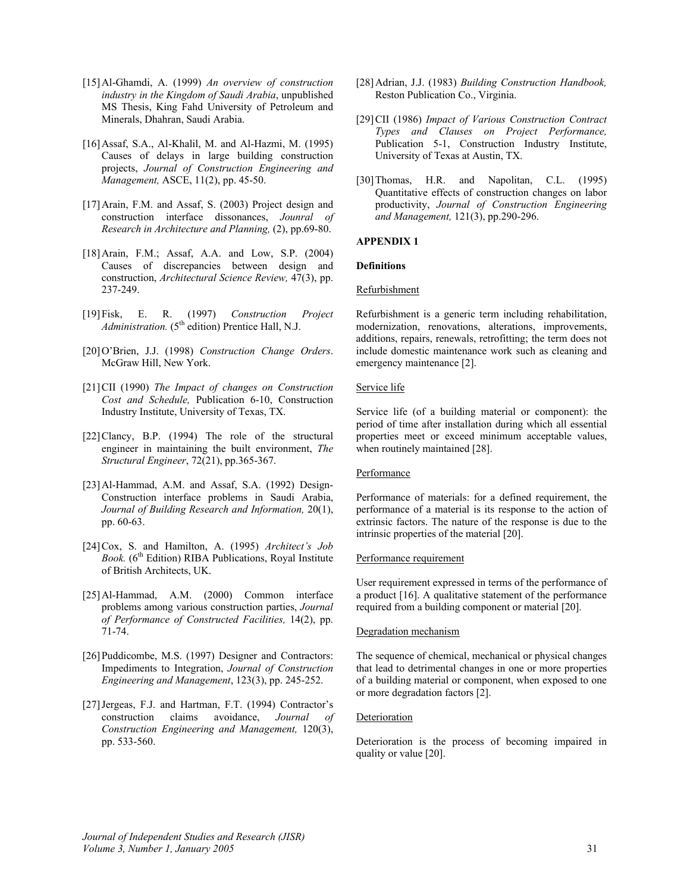[15] Al-Ghamdi, A. (1999) *An overview of construction industry in the Kingdom of Saudi Arabia*, unpublished MS Thesis, King Fahd University of Petroleum and Minerals, Dhahran, Saudi Arabia.

[16] Assaf, S.A., Al-Khalil, M. and Al-Hazmi, M. (1995) Causes of delays in large building construction projects, *Journal of Construction Engineering and Management,* ASCE, 11(2), pp. 45-50.

[17] Arain, F.M. and Assaf, S. (2003) Project design and construction interface dissonances, *Jounral of Research in Architecture and Planning,* (2), pp.69-80.

[18] Arain, F.M.; Assaf, A.A. and Low, S.P. (2004) Causes of discrepancies between design and construction, *Architectural Science Review,* 47(3), pp. 237-249.

[19] Fisk, E. R. (1997) *Construction Project Administration.* (5th edition) Prentice Hall, N.J.

[20] O'Brien, J.J. (1998) *Construction Change Orders*. McGraw Hill, New York.

[21] CII (1990) *The Impact of changes on Construction Cost and Schedule,* Publication 6-10, Construction Industry Institute, University of Texas, TX.

[22] Clancy, B.P. (1994) The role of the structural engineer in maintaining the built environment, *The Structural Engineer*, 72(21), pp.365-367.

[23] Al-Hammad, A.M. and Assaf, S.A. (1992) Design-Construction interface problems in Saudi Arabia, *Journal of Building Research and Information,* 20(1), pp. 60-63.

[24] Cox, S. and Hamilton, A. (1995) *Architect's Job Book.* (6th Edition) RIBA Publications, Royal Institute of British Architects, UK.

[25] Al-Hammad, A.M. (2000) Common interface problems among various construction parties, *Journal of Performance of Constructed Facilities,* 14(2), pp. 71-74.

[26] Puddicombe, M.S. (1997) Designer and Contractors: Impediments to Integration, *Journal of Construction Engineering and Management*, 123(3), pp. 245-252.

[27] Jergeas, F.J. and Hartman, F.T. (1994) Contractor's construction claims avoidance, *Journal of Construction Engineering and Management,* 120(3), pp. 533-560.

[28] Adrian, J.J. (1983) *Building Construction Handbook,* Reston Publication Co., Virginia.

[29] CII (1986) *Impact of Various Construction Contract Types and Clauses on Project Performance,* Publication 5-1, Construction Industry Institute, University of Texas at Austin, TX.

[30] Thomas, H.R. and Napolitan, C.L. (1995) Quantitative effects of construction changes on labor productivity, *Journal of Construction Engineering and Management,* 121(3), pp.290-296.

## APPENDIX 1

### Definitions

Refurbishment

Refurbishment is a generic term including rehabilitation, modernization, renovations, alterations, improvements, additions, repairs, renewals, retrofitting; the term does not include domestic maintenance work such as cleaning and emergency maintenance [2].

Service life

Service life (of a building material or component): the period of time after installation during which all essential properties meet or exceed minimum acceptable values, when routinely maintained [28].

Performance

Performance of materials: for a defined requirement, the performance of a material is its response to the action of extrinsic factors. The nature of the response is due to the intrinsic properties of the material [20].

Performance requirement

User requirement expressed in terms of the performance of a product [16]. A qualitative statement of the performance required from a building component or material [20].

Degradation mechanism

The sequence of chemical, mechanical or physical changes that lead to detrimental changes in one or more properties of a building material or component, when exposed to one or more degradation factors [2].

Deterioration

Deterioration is the process of becoming impaired in quality or value [20].